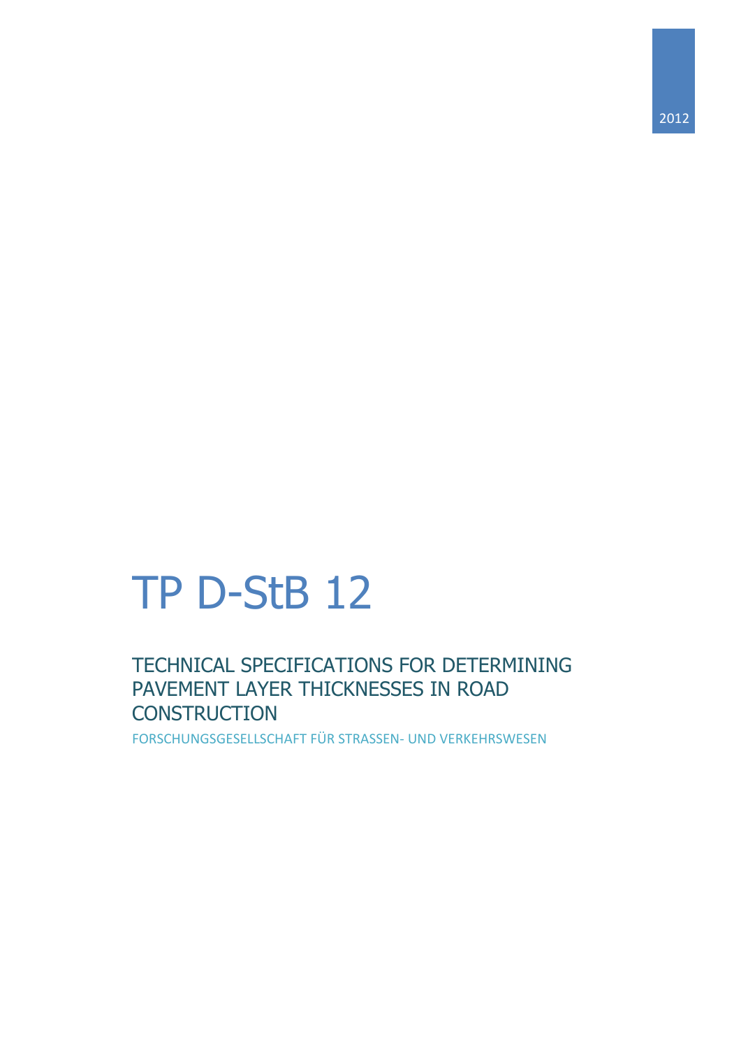2012

# TP D-StB 12

## TECHNICAL SPECIFICATIONS FOR DETERMINING PAVEMENT LAYER THICKNESSES IN ROAD CONSTRUCTION

FORSCHUNGSGESELLSCHAFT FÜR STRASSEN- UND VERKEHRSWESEN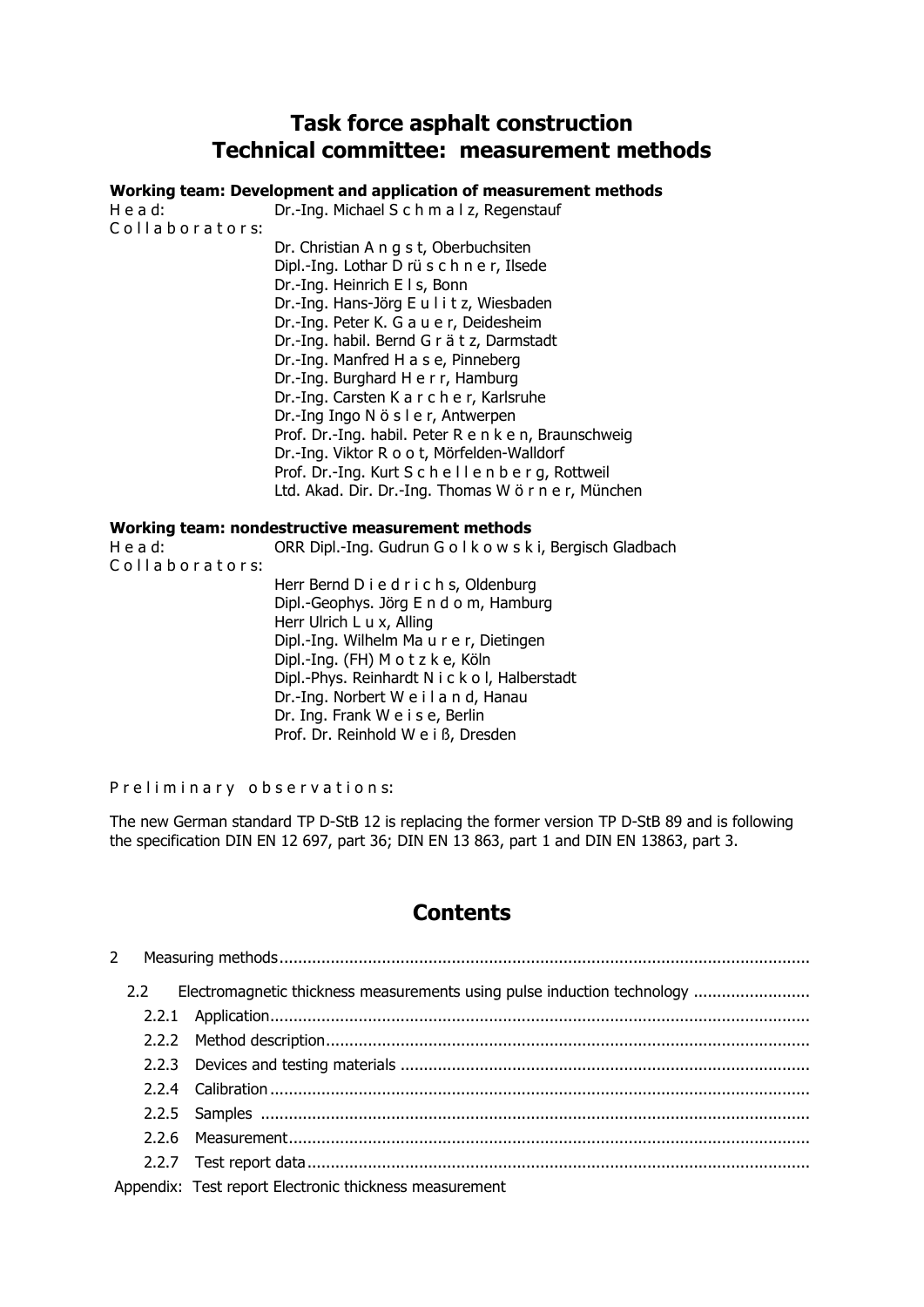# Task force asphalt construction
# Technical committee: measurement methods

**Working team: Development and application of measurement methods**

H e a d: Dr.-Ing. Michael S c h m a l z, Regenstauf

C o l l a b o r a t o r s:

Dr. Christian A n g s t, Oberbuchsiten
Dipl.-Ing. Lothar D rü s c h n e r, Ilsede
Dr.-Ing. Heinrich E l s, Bonn
Dr.-Ing. Hans-Jörg E u l i t z, Wiesbaden
Dr.-Ing. Peter K. G a u e r, Deidesheim
Dr.-Ing. habil. Bernd G r ä t z, Darmstadt
Dr.-Ing. Manfred H a s e, Pinneberg
Dr.-Ing. Burghard H e r r, Hamburg
Dr.-Ing. Carsten K a r c h e r, Karlsruhe
Dr.-Ing Ingo N ö s l e r, Antwerpen
Prof. Dr.-Ing. habil. Peter R e n k e n, Braunschweig
Dr.-Ing. Viktor R o o t, Mörfelden-Walldorf
Prof. Dr.-Ing. Kurt S c h e l l e n b e r g, Rottweil
Ltd. Akad. Dir. Dr.-Ing. Thomas W ö r n e r, München

**Working team: nondestructive measurement methods**

H e a d: ORR Dipl.-Ing. Gudrun G o l k o w s k i, Bergisch Gladbach

C o l l a b o r a t o r s:

Herr Bernd D i e d r i c h s, Oldenburg
Dipl.-Geophys. Jörg E n d o m, Hamburg
Herr Ulrich L u x, Alling
Dipl.-Ing. Wilhelm Ma u r e r, Dietingen
Dipl.-Ing. (FH) M o t z k e, Köln
Dipl.-Phys. Reinhardt N i c k o l, Halberstadt
Dr.-Ing. Norbert W e i l a n d, Hanau
Dr. Ing. Frank W e i s e, Berlin
Prof. Dr. Reinhold W e i ß, Dresden

P r e l i m i n a r y o b s e r v a t i o n s:

The new German standard TP D-StB 12 is replacing the former version TP D-StB 89 and is following the specification DIN EN 12 697, part 36; DIN EN 13 863, part 1 and DIN EN 13863, part 3.

## Contents

2 Measuring methods

- 2.2 Electromagnetic thickness measurements using pulse induction technology
  - 2.2.1 Application
  - 2.2.2 Method description
  - 2.2.3 Devices and testing materials
  - 2.2.4 Calibration
  - 2.2.5 Samples
  - 2.2.6 Measurement
  - 2.2.7 Test report data

Appendix: Test report Electronic thickness measurement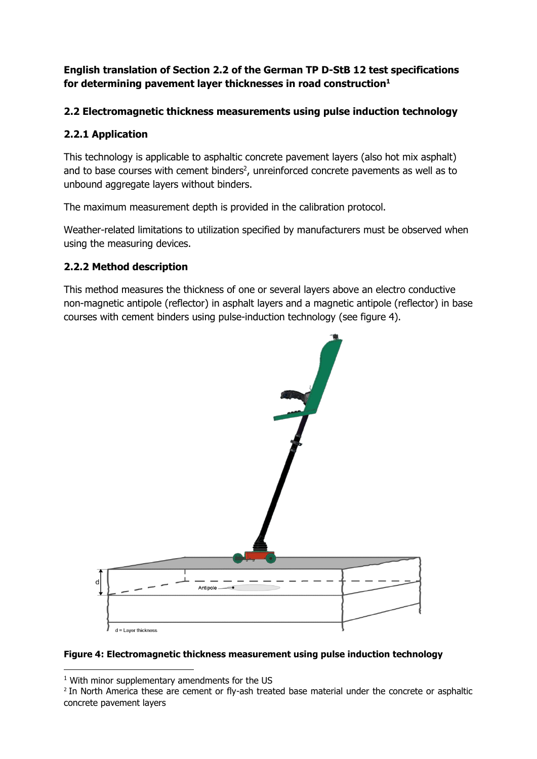**English translation of Section 2.2 of the German TP D-StB 12 test specifications for determining pavement layer thicknesses in road construction[1]**

## 2.2 Electromagnetic thickness measurements using pulse induction technology

### 2.2.1 Application

This technology is applicable to asphaltic concrete pavement layers (also hot mix asphalt) and to base courses with cement binders[2], unreinforced concrete pavements as well as to unbound aggregate layers without binders.

The maximum measurement depth is provided in the calibration protocol.

Weather-related limitations to utilization specified by manufacturers must be observed when using the measuring devices.

### 2.2.2 Method description

This method measures the thickness of one or several layers above an electro conductive non-magnetic antipole (reflector) in asphalt layers and a magnetic antipole (reflector) in base courses with cement binders using pulse-induction technology (see figure 4).

**Figure 4: Electromagnetic thickness measurement using pulse induction technology**

---

[1] With minor supplementary amendments for the US

[2] In North America these are cement or fly-ash treated base material under the concrete or asphaltic concrete pavement layers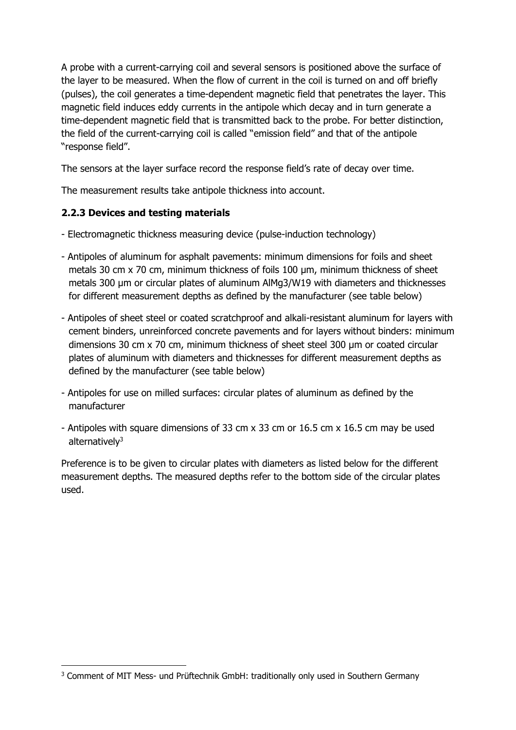A probe with a current-carrying coil and several sensors is positioned above the surface of the layer to be measured. When the flow of current in the coil is turned on and off briefly (pulses), the coil generates a time-dependent magnetic field that penetrates the layer. This magnetic field induces eddy currents in the antipole which decay and in turn generate a time-dependent magnetic field that is transmitted back to the probe. For better distinction, the field of the current-carrying coil is called "emission field" and that of the antipole "response field".

The sensors at the layer surface record the response field's rate of decay over time.

The measurement results take antipole thickness into account.

### 2.2.3 Devices and testing materials

- Electromagnetic thickness measuring device (pulse-induction technology)
- Antipoles of aluminum for asphalt pavements: minimum dimensions for foils and sheet metals 30 cm x 70 cm, minimum thickness of foils 100 µm, minimum thickness of sheet metals 300 µm or circular plates of aluminum AlMg3/W19 with diameters and thicknesses for different measurement depths as defined by the manufacturer (see table below)
- Antipoles of sheet steel or coated scratchproof and alkali-resistant aluminum for layers with cement binders, unreinforced concrete pavements and for layers without binders: minimum dimensions 30 cm x 70 cm, minimum thickness of sheet steel 300 µm or coated circular plates of aluminum with diameters and thicknesses for different measurement depths as defined by the manufacturer (see table below)
- Antipoles for use on milled surfaces: circular plates of aluminum as defined by the manufacturer
- Antipoles with square dimensions of 33 cm x 33 cm or 16.5 cm x 16.5 cm may be used alternatively[3]

Preference is to be given to circular plates with diameters as listed below for the different measurement depths. The measured depths refer to the bottom side of the circular plates used.

[3] Comment of MIT Mess- und Prüftechnik GmbH: traditionally only used in Southern Germany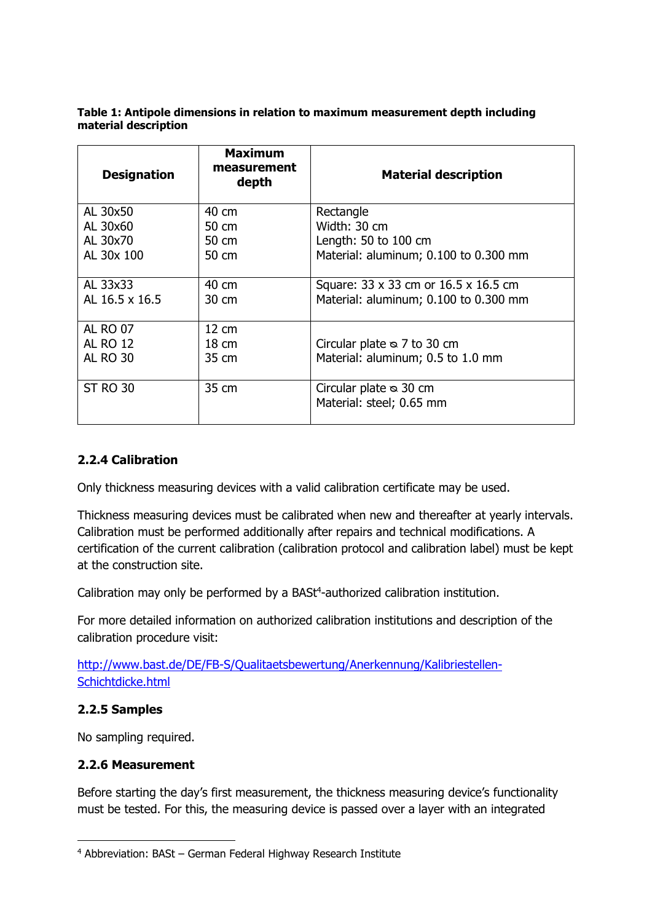**Table 1: Antipole dimensions in relation to maximum measurement depth including material description**

| Designation | Maximum measurement depth | Material description |
|---|---|---|
| AL 30x50<br>AL 30x60<br>AL 30x70<br>AL 30x 100 | 40 cm<br>50 cm<br>50 cm<br>50 cm | Rectangle<br>Width: 30 cm<br>Length: 50 to 100 cm<br>Material: aluminum; 0.100 to 0.300 mm |
| AL 33x33<br>AL 16.5 x 16.5 | 40 cm<br>30 cm | Square: 33 x 33 cm or 16.5 x 16.5 cm<br>Material: aluminum; 0.100 to 0.300 mm |
| AL RO 07<br>AL RO 12<br>AL RO 30 | 12 cm<br>18 cm<br>35 cm | Circular plate ⌀ 7 to 30 cm<br>Material: aluminum; 0.5 to 1.0 mm |
| ST RO 30 | 35 cm | Circular plate ⌀ 30 cm<br>Material: steel; 0.65 mm |

### 2.2.4 Calibration

Only thickness measuring devices with a valid calibration certificate may be used.

Thickness measuring devices must be calibrated when new and thereafter at yearly intervals. Calibration must be performed additionally after repairs and technical modifications. A certification of the current calibration (calibration protocol and calibration label) must be kept at the construction site.

Calibration may only be performed by a BASt[4]-authorized calibration institution.

For more detailed information on authorized calibration institutions and description of the calibration procedure visit:

http://www.bast.de/DE/FB-S/Qualitaetsbewertung/Anerkennung/Kalibriestellen-Schichtdicke.html

### 2.2.5 Samples

No sampling required.

### 2.2.6 Measurement

Before starting the day's first measurement, the thickness measuring device's functionality must be tested. For this, the measuring device is passed over a layer with an integrated

[4] Abbreviation: BASt – German Federal Highway Research Institute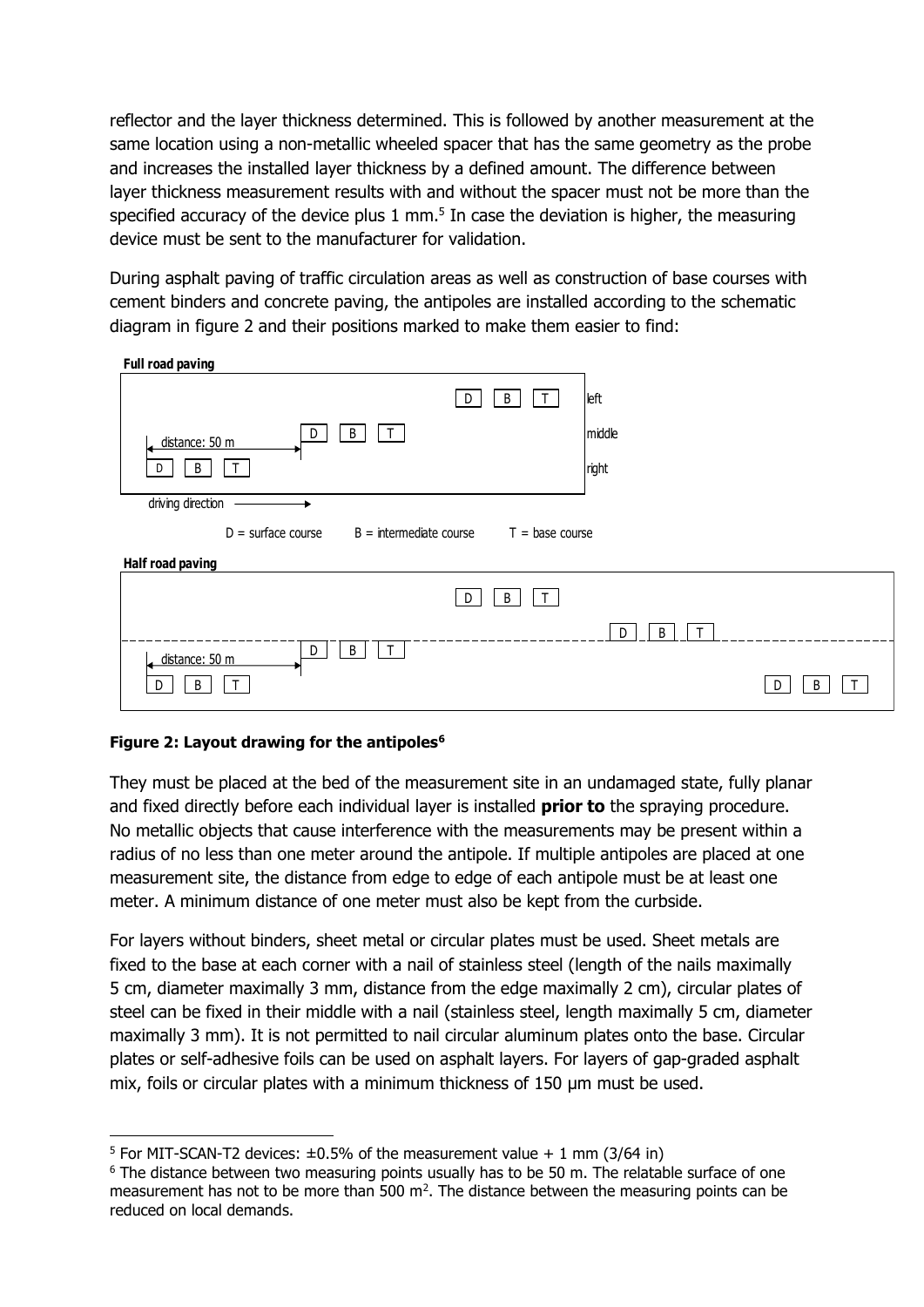reflector and the layer thickness determined. This is followed by another measurement at the same location using a non-metallic wheeled spacer that has the same geometry as the probe and increases the installed layer thickness by a defined amount. The difference between layer thickness measurement results with and without the spacer must not be more than the specified accuracy of the device plus 1 mm.[5] In case the deviation is higher, the measuring device must be sent to the manufacturer for validation.

During asphalt paving of traffic circulation areas as well as construction of base courses with cement binders and concrete paving, the antipoles are installed according to the schematic diagram in figure 2 and their positions marked to make them easier to find:

**Full road paving**

D B T — left

D B T — middle

distance: 50 m

D B T — right

driving direction →

D = surface course  B = intermediate course  T = base course

**Half road paving**

D B T

D B T

D B T

distance: 50 m

D B T  D B T

**Figure 2: Layout drawing for the antipoles[6]**

They must be placed at the bed of the measurement site in an undamaged state, fully planar and fixed directly before each individual layer is installed **prior to** the spraying procedure. No metallic objects that cause interference with the measurements may be present within a radius of no less than one meter around the antipole. If multiple antipoles are placed at one measurement site, the distance from edge to edge of each antipole must be at least one meter. A minimum distance of one meter must also be kept from the curbside.

For layers without binders, sheet metal or circular plates must be used. Sheet metals are fixed to the base at each corner with a nail of stainless steel (length of the nails maximally 5 cm, diameter maximally 3 mm, distance from the edge maximally 2 cm), circular plates of steel can be fixed in their middle with a nail (stainless steel, length maximally 5 cm, diameter maximally 3 mm). It is not permitted to nail circular aluminum plates onto the base. Circular plates or self-adhesive foils can be used on asphalt layers. For layers of gap-graded asphalt mix, foils or circular plates with a minimum thickness of 150 µm must be used.

---

[5] For MIT-SCAN-T2 devices: ±0.5% of the measurement value + 1 mm (3/64 in)

[6] The distance between two measuring points usually has to be 50 m. The relatable surface of one measurement has not to be more than 500 m². The distance between the measuring points can be reduced on local demands.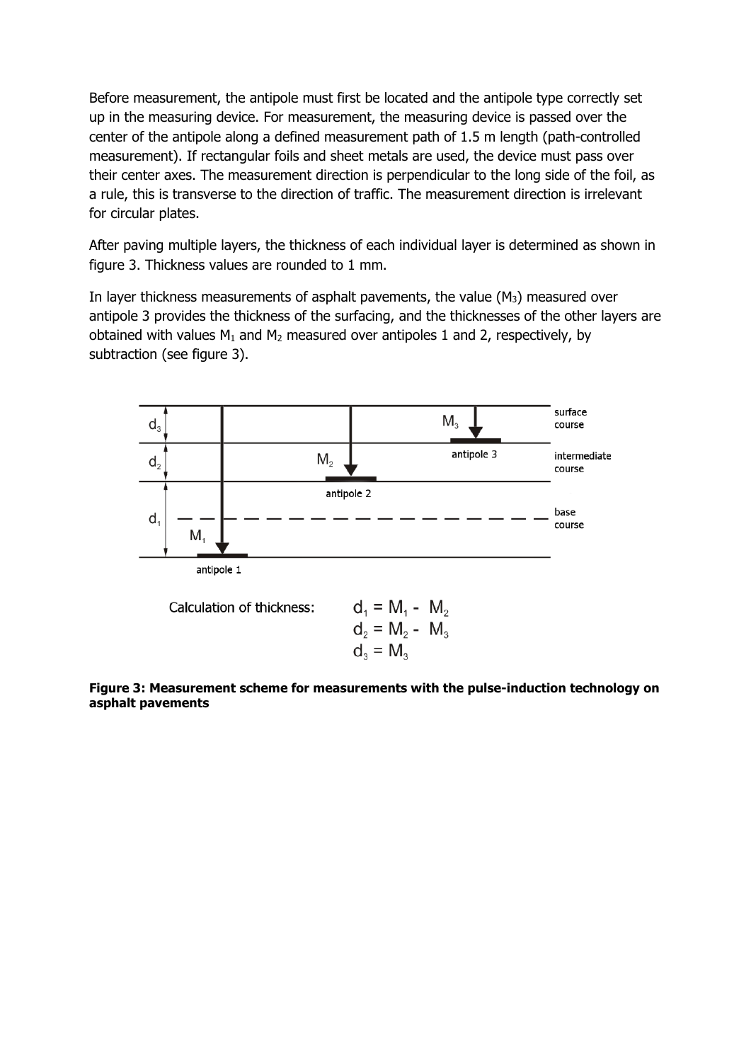Before measurement, the antipole must first be located and the antipole type correctly set up in the measuring device. For measurement, the measuring device is passed over the center of the antipole along a defined measurement path of 1.5 m length (path-controlled measurement). If rectangular foils and sheet metals are used, the device must pass over their center axes. The measurement direction is perpendicular to the long side of the foil, as a rule, this is transverse to the direction of traffic. The measurement direction is irrelevant for circular plates.

After paving multiple layers, the thickness of each individual layer is determined as shown in figure 3. Thickness values are rounded to 1 mm.

In layer thickness measurements of asphalt pavements, the value ($M_3$) measured over antipole 3 provides the thickness of the surfacing, and the thicknesses of the other layers are obtained with values $M_1$ and $M_2$ measured over antipoles 1 and 2, respectively, by subtraction (see figure 3).

$d_3$, $d_2$, $d_1$ — surface course, intermediate course, base course; $M_1$ — antipole 1; $M_2$ — antipole 2; $M_3$ — antipole 3

Calculation of thickness:

$$d_1 = M_1 - M_2$$
$$d_2 = M_2 - M_3$$
$$d_3 = M_3$$

**Figure 3: Measurement scheme for measurements with the pulse-induction technology on asphalt pavements**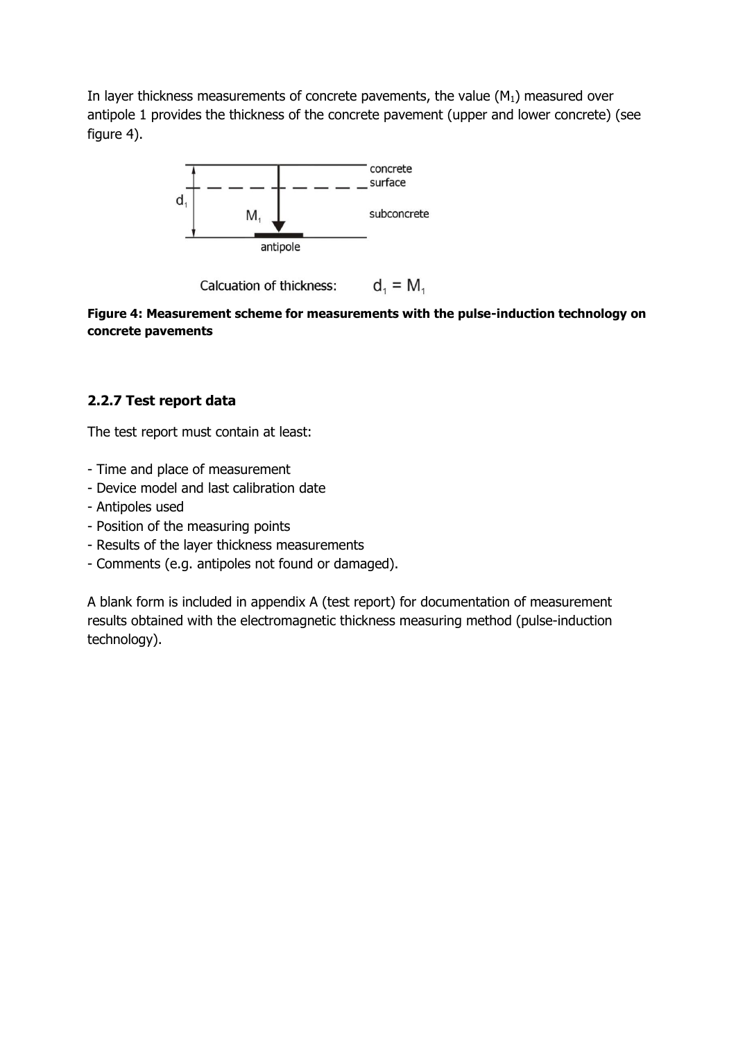In layer thickness measurements of concrete pavements, the value ($M_1$) measured over antipole 1 provides the thickness of the concrete pavement (upper and lower concrete) (see figure 4).

concrete surface

subconcrete

antipole

Calcuation of thickness: $d_1 = M_1$

**Figure 4: Measurement scheme for measurements with the pulse-induction technology on concrete pavements**

### 2.2.7 Test report data

The test report must contain at least:

- Time and place of measurement
- Device model and last calibration date
- Antipoles used
- Position of the measuring points
- Results of the layer thickness measurements
- Comments (e.g. antipoles not found or damaged).

A blank form is included in appendix A (test report) for documentation of measurement results obtained with the electromagnetic thickness measuring method (pulse-induction technology).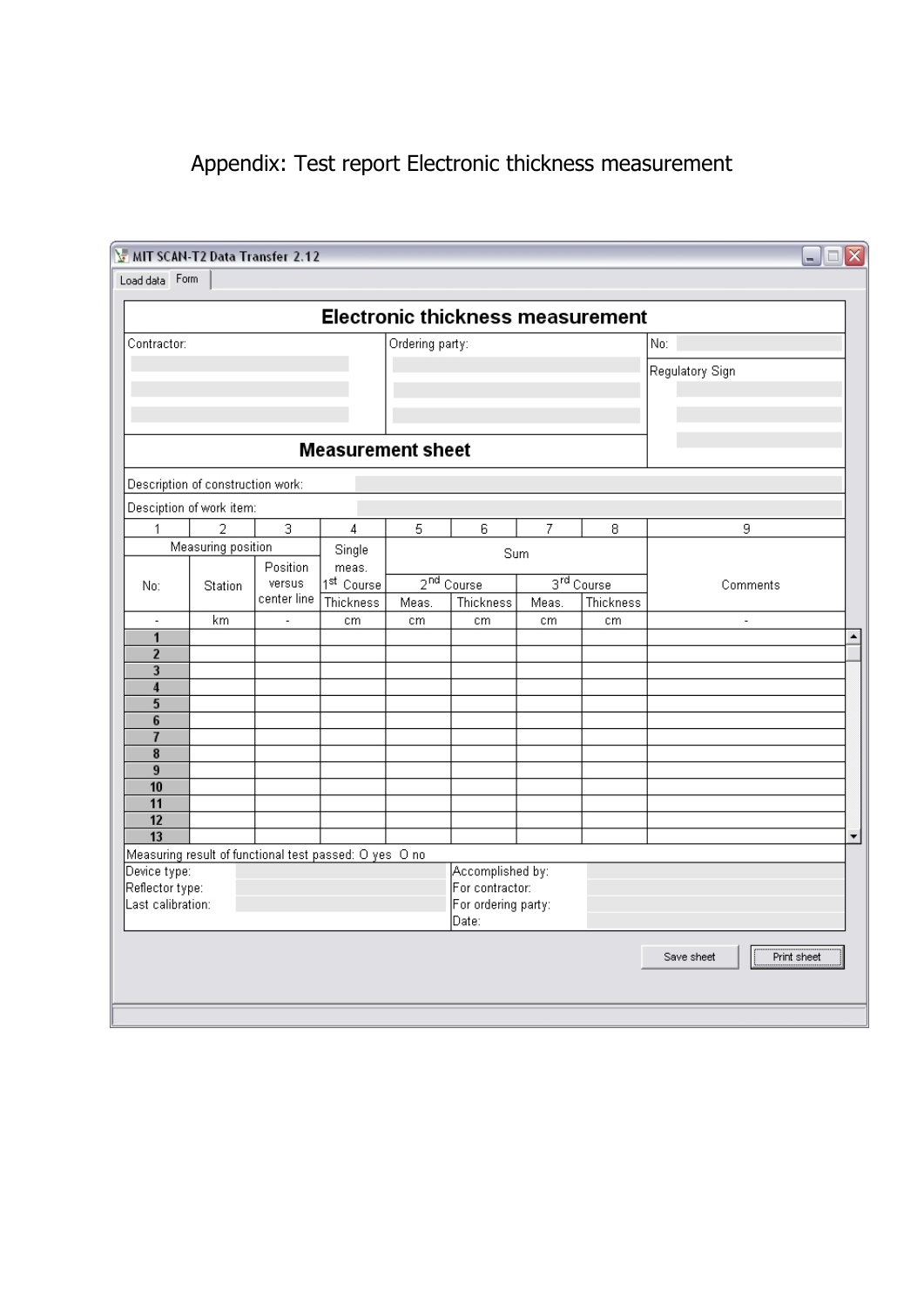# Appendix: Test report Electronic thickness measurement

MIT SCAN-T2 Data Transfer 2.12

Load data | Form

## Electronic thickness measurement

| Contractor: | Ordering party: | No: |
|---|---|---|
| | | Regulatory Sign |

### Measurement sheet

Description of construction work:

Desciption of work item:

| 1 | 2 | 3 | 4 | 5 | 6 | 7 | 8 | 9 |
|---|---|---|---|---|---|---|---|---|
| Measuring position | | | Single meas. | Sum | | | | Comments |
| No: | Station | Position versus center line | 1st Course | 2nd Course | | 3rd Course | | |
| | | | Thickness | Meas. | Thickness | Meas. | Thickness | |
| - | km | - | cm | cm | cm | cm | cm | - |
| 1 | | | | | | | | |
| 2 | | | | | | | | |
| 3 | | | | | | | | |
| 4 | | | | | | | | |
| 5 | | | | | | | | |
| 6 | | | | | | | | |
| 7 | | | | | | | | |
| 8 | | | | | | | | |
| 9 | | | | | | | | |
| 10 | | | | | | | | |
| 11 | | | | | | | | |
| 12 | | | | | | | | |
| 13 | | | | | | | | |

Measuring result of functional test passed: O yes O no

| | | | |
|---|---|---|---|
| Device type: | | Accomplished by: | |
| Reflector type: | | For contractor: | |
| Last calibration: | | For ordering party: | |
| | | Date: | |

Save sheet | Print sheet